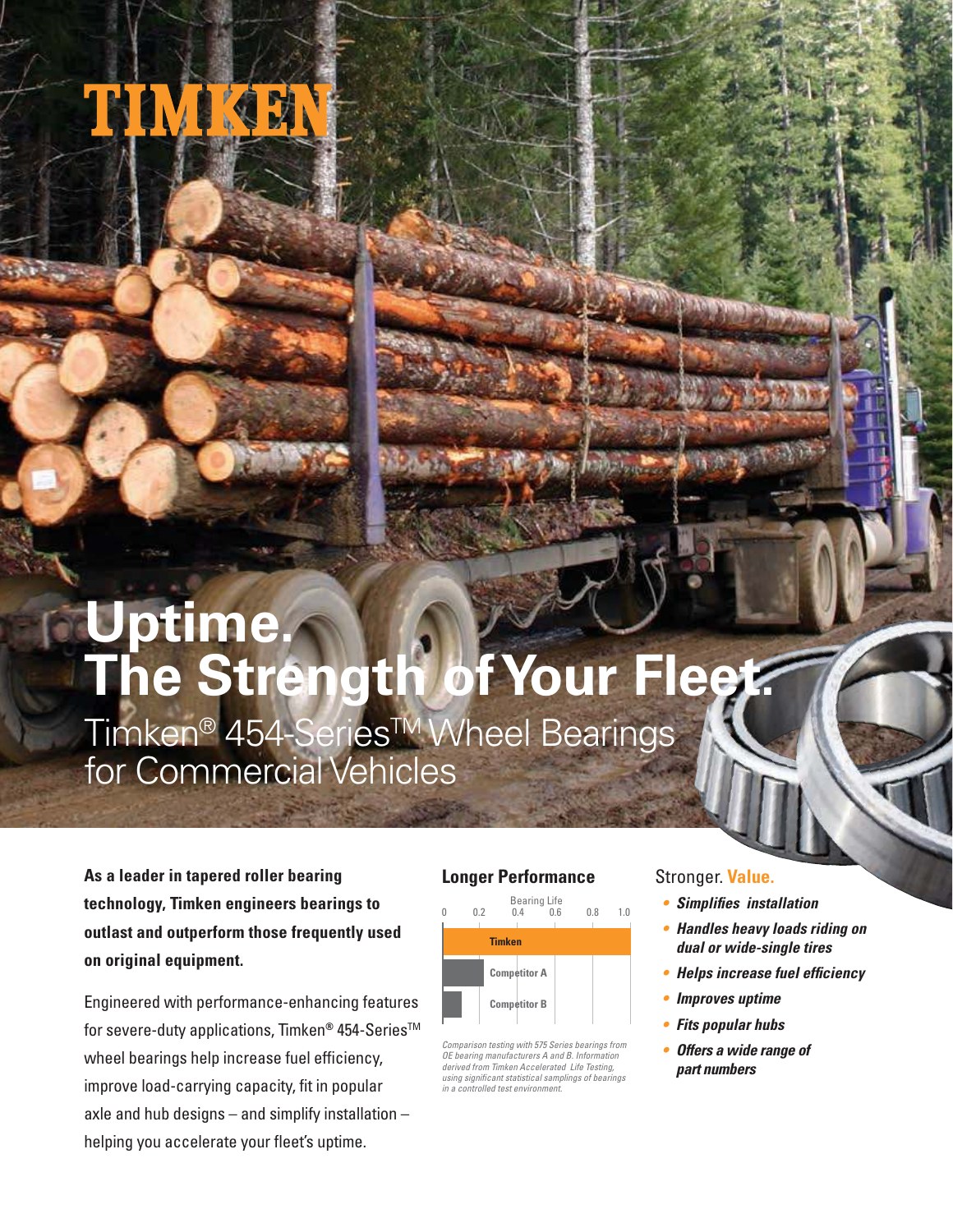# TIMKEN

# Uptime. The Strength of Your Fleet.

## Timken® 454-Series™ Wheel Bearings for Commercial Vehicles

**As a leader in tapered roller bearing technology, Timken engineers bearings to outlast and outperform those frequently used on original equipment.**

Engineered with performance-enhancing features for severe-duty applications, Timken® 454-Series™ wheel bearings help increase fuel efficiency, improve load-carrying capacity, fit in popular axle and hub designs – and simplify installation – helping you accelerate your fleet's uptime.

### Longer Performance

Bearing Life

0
0.2
0.4
0.6
0.8
1.0

Timken

Competitor A

Competitor B

*Comparison testing with 575 Series bearings from OE bearing manufacturers A and B. Information derived from Timken Accelerated Life Testing, using significant statistical samplings of bearings in a controlled test environment.*

### Stronger. Value.

- ***Simplifies installation***
- ***Handles heavy loads riding on dual or wide-single tires***
- ***Helps increase fuel efficiency***
- ***Improves uptime***
- ***Fits popular hubs***
- ***Offers a wide range of part numbers***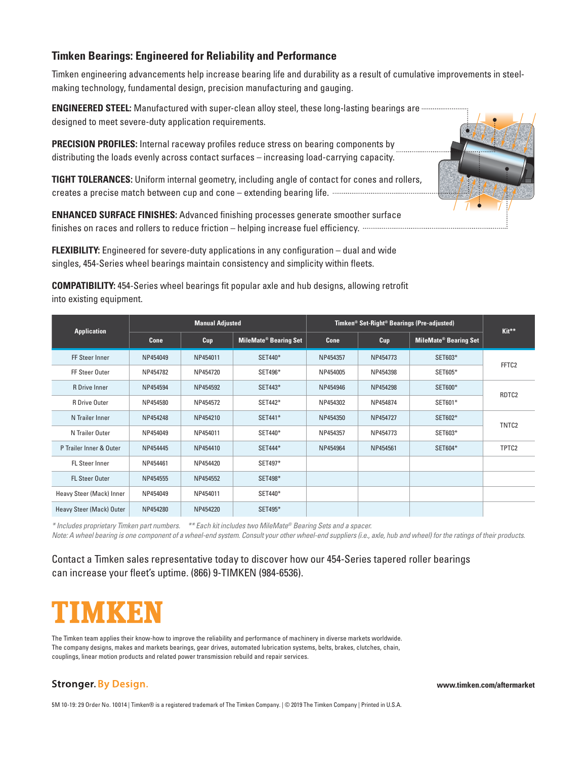## Timken Bearings: Engineered for Reliability and Performance

Timken engineering advancements help increase bearing life and durability as a result of cumulative improvements in steel-making technology, fundamental design, precision manufacturing and gauging.

**ENGINEERED STEEL:** Manufactured with super-clean alloy steel, these long-lasting bearings are designed to meet severe-duty application requirements.

**PRECISION PROFILES:** Internal raceway profiles reduce stress on bearing components by distributing the loads evenly across contact surfaces – increasing load-carrying capacity.

**TIGHT TOLERANCES:** Uniform internal geometry, including angle of contact for cones and rollers, creates a precise match between cup and cone – extending bearing life.

**ENHANCED SURFACE FINISHES:** Advanced finishing processes generate smoother surface finishes on races and rollers to reduce friction – helping increase fuel efficiency.

**FLEXIBILITY:** Engineered for severe-duty applications in any configuration – dual and wide singles, 454-Series wheel bearings maintain consistency and simplicity within fleets.

**COMPATIBILITY:** 454-Series wheel bearings fit popular axle and hub designs, allowing retrofit into existing equipment.

| Application | Manual Adjusted | | | Timken® Set-Right® Bearings (Pre-adjusted) | | | Kit** |
|---|---|---|---|---|---|---|---|
| | Cone | Cup | MileMate® Bearing Set | Cone | Cup | MileMate® Bearing Set | |
| FF Steer Inner | NP454049 | NP454011 | SET440* | NP454357 | NP454773 | SET603* | FFTC2 |
| FF Steer Outer | NP454782 | NP454720 | SET496* | NP454005 | NP454398 | SET605* | |
| R Drive Inner | NP454594 | NP454592 | SET443* | NP454946 | NP454298 | SET600* | RDTC2 |
| R Drive Outer | NP454580 | NP454572 | SET442* | NP454302 | NP454874 | SET601* | |
| N Trailer Inner | NP454248 | NP454210 | SET441* | NP454350 | NP454727 | SET602* | TNTC2 |
| N Trailer Outer | NP454049 | NP454011 | SET440* | NP454357 | NP454773 | SET603* | |
| P Trailer Inner & Outer | NP454445 | NP454410 | SET444* | NP454964 | NP454561 | SET604* | TPTC2 |
| FL Steer Inner | NP454461 | NP454420 | SET497* | | | | |
| FL Steer Outer | NP454555 | NP454552 | SET498* | | | | |
| Heavy Steer (Mack) Inner | NP454049 | NP454011 | SET440* | | | | |
| Heavy Steer (Mack) Outer | NP454280 | NP454220 | SET495* | | | | |

*\* Includes proprietary Timken part numbers. \*\* Each kit includes two MileMate® Bearing Sets and a spacer.*

*Note: A wheel bearing is one component of a wheel-end system. Consult your other wheel-end suppliers (i.e., axle, hub and wheel) for the ratings of their products.*

Contact a Timken sales representative today to discover how our 454-Series tapered roller bearings can increase your fleet's uptime. (866) 9-TIMKEN (984-6536).

**TIMKEN**

The Timken team applies their know-how to improve the reliability and performance of machinery in diverse markets worldwide. The company designs, makes and markets bearings, gear drives, automated lubrication systems, belts, brakes, clutches, chain, couplings, linear motion products and related power transmission rebuild and repair services.

**Stronger. By Design.**

**www.timken.com/aftermarket**

5M 10-19: 29 Order No. 10014 | Timken® is a registered trademark of The Timken Company. | © 2019 The Timken Company | Printed in U.S.A.